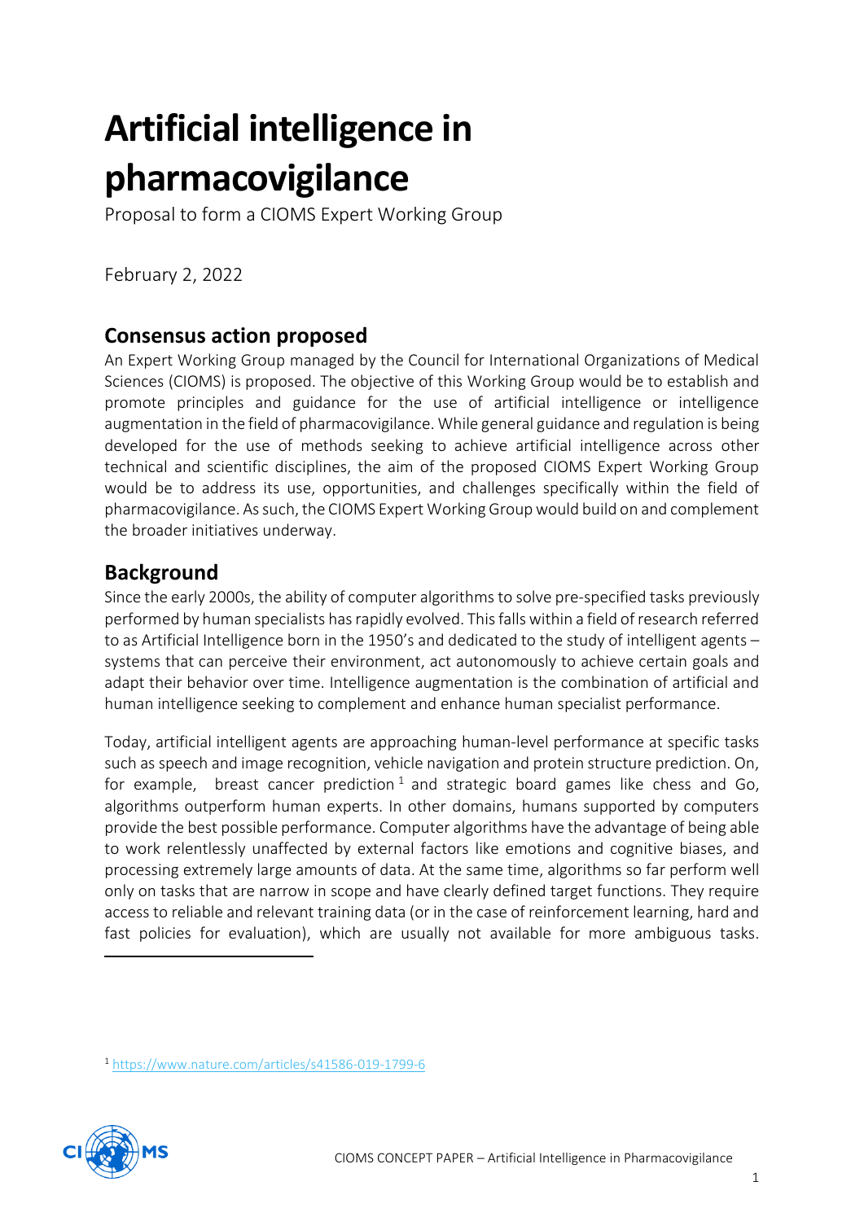# Artificial intelligence in pharmacovigilance

Proposal to form a CIOMS Expert Working Group

February 2, 2022

## Consensus action proposed

An Expert Working Group managed by the Council for International Organizations of Medical Sciences (CIOMS) is proposed. The objective of this Working Group would be to establish and promote principles and guidance for the use of artificial intelligence or intelligence augmentation in the field of pharmacovigilance. While general guidance and regulation is being developed for the use of methods seeking to achieve artificial intelligence across other technical and scientific disciplines, the aim of the proposed CIOMS Expert Working Group would be to address its use, opportunities, and challenges specifically within the field of pharmacovigilance. As such, the CIOMS Expert Working Group would build on and complement the broader initiatives underway.

## Background

Since the early 2000s, the ability of computer algorithms to solve pre-specified tasks previously performed by human specialists has rapidly evolved. This falls within a field of research referred to as Artificial Intelligence born in the 1950's and dedicated to the study of intelligent agents – systems that can perceive their environment, act autonomously to achieve certain goals and adapt their behavior over time. Intelligence augmentation is the combination of artificial and human intelligence seeking to complement and enhance human specialist performance.

Today, artificial intelligent agents are approaching human-level performance at specific tasks such as speech and image recognition, vehicle navigation and protein structure prediction. On, for example, breast cancer prediction[1] and strategic board games like chess and Go, algorithms outperform human experts. In other domains, humans supported by computers provide the best possible performance. Computer algorithms have the advantage of being able to work relentlessly unaffected by external factors like emotions and cognitive biases, and processing extremely large amounts of data. At the same time, algorithms so far perform well only on tasks that are narrow in scope and have clearly defined target functions. They require access to reliable and relevant training data (or in the case of reinforcement learning, hard and fast policies for evaluation), which are usually not available for more ambiguous tasks.

[1] https://www.nature.com/articles/s41586-019-1799-6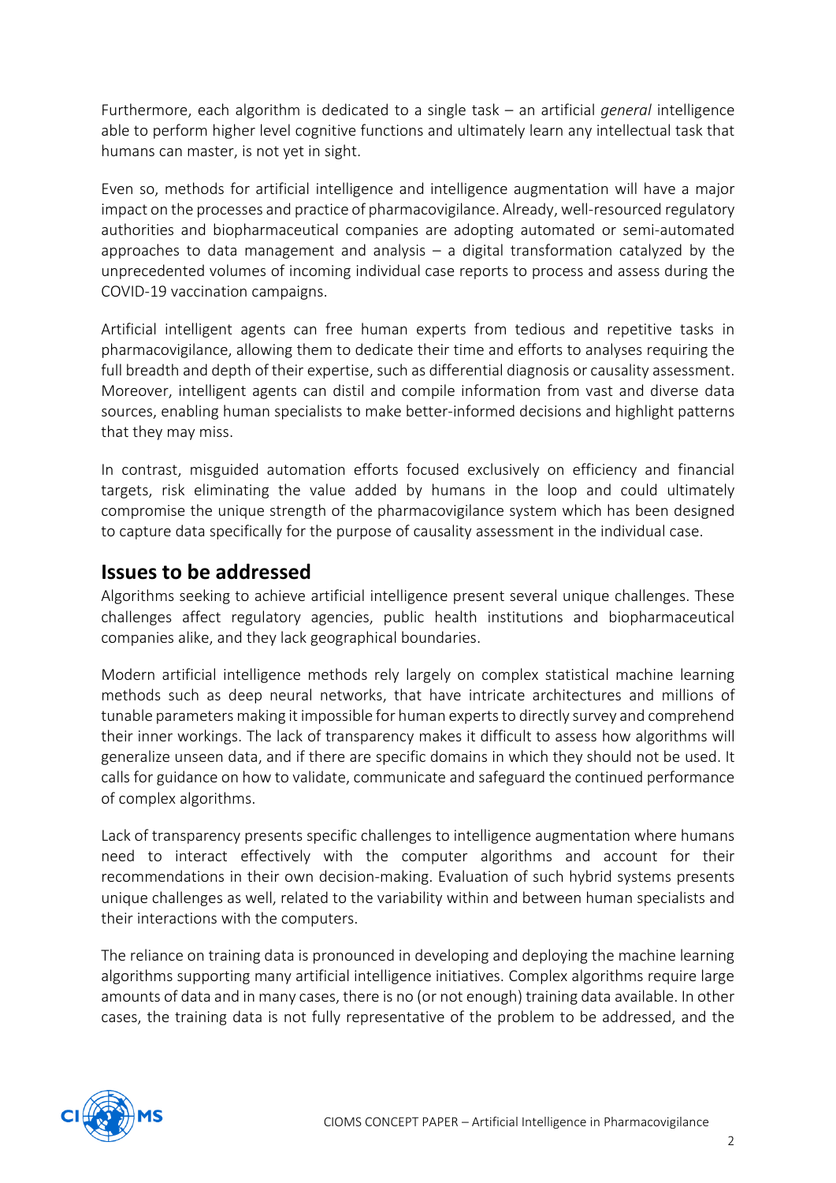Furthermore, each algorithm is dedicated to a single task – an artificial *general* intelligence able to perform higher level cognitive functions and ultimately learn any intellectual task that humans can master, is not yet in sight.

Even so, methods for artificial intelligence and intelligence augmentation will have a major impact on the processes and practice of pharmacovigilance. Already, well-resourced regulatory authorities and biopharmaceutical companies are adopting automated or semi-automated approaches to data management and analysis – a digital transformation catalyzed by the unprecedented volumes of incoming individual case reports to process and assess during the COVID-19 vaccination campaigns.

Artificial intelligent agents can free human experts from tedious and repetitive tasks in pharmacovigilance, allowing them to dedicate their time and efforts to analyses requiring the full breadth and depth of their expertise, such as differential diagnosis or causality assessment. Moreover, intelligent agents can distil and compile information from vast and diverse data sources, enabling human specialists to make better-informed decisions and highlight patterns that they may miss.

In contrast, misguided automation efforts focused exclusively on efficiency and financial targets, risk eliminating the value added by humans in the loop and could ultimately compromise the unique strength of the pharmacovigilance system which has been designed to capture data specifically for the purpose of causality assessment in the individual case.

## Issues to be addressed

Algorithms seeking to achieve artificial intelligence present several unique challenges. These challenges affect regulatory agencies, public health institutions and biopharmaceutical companies alike, and they lack geographical boundaries.

Modern artificial intelligence methods rely largely on complex statistical machine learning methods such as deep neural networks, that have intricate architectures and millions of tunable parameters making it impossible for human experts to directly survey and comprehend their inner workings. The lack of transparency makes it difficult to assess how algorithms will generalize unseen data, and if there are specific domains in which they should not be used. It calls for guidance on how to validate, communicate and safeguard the continued performance of complex algorithms.

Lack of transparency presents specific challenges to intelligence augmentation where humans need to interact effectively with the computer algorithms and account for their recommendations in their own decision-making. Evaluation of such hybrid systems presents unique challenges as well, related to the variability within and between human specialists and their interactions with the computers.

The reliance on training data is pronounced in developing and deploying the machine learning algorithms supporting many artificial intelligence initiatives. Complex algorithms require large amounts of data and in many cases, there is no (or not enough) training data available. In other cases, the training data is not fully representative of the problem to be addressed, and the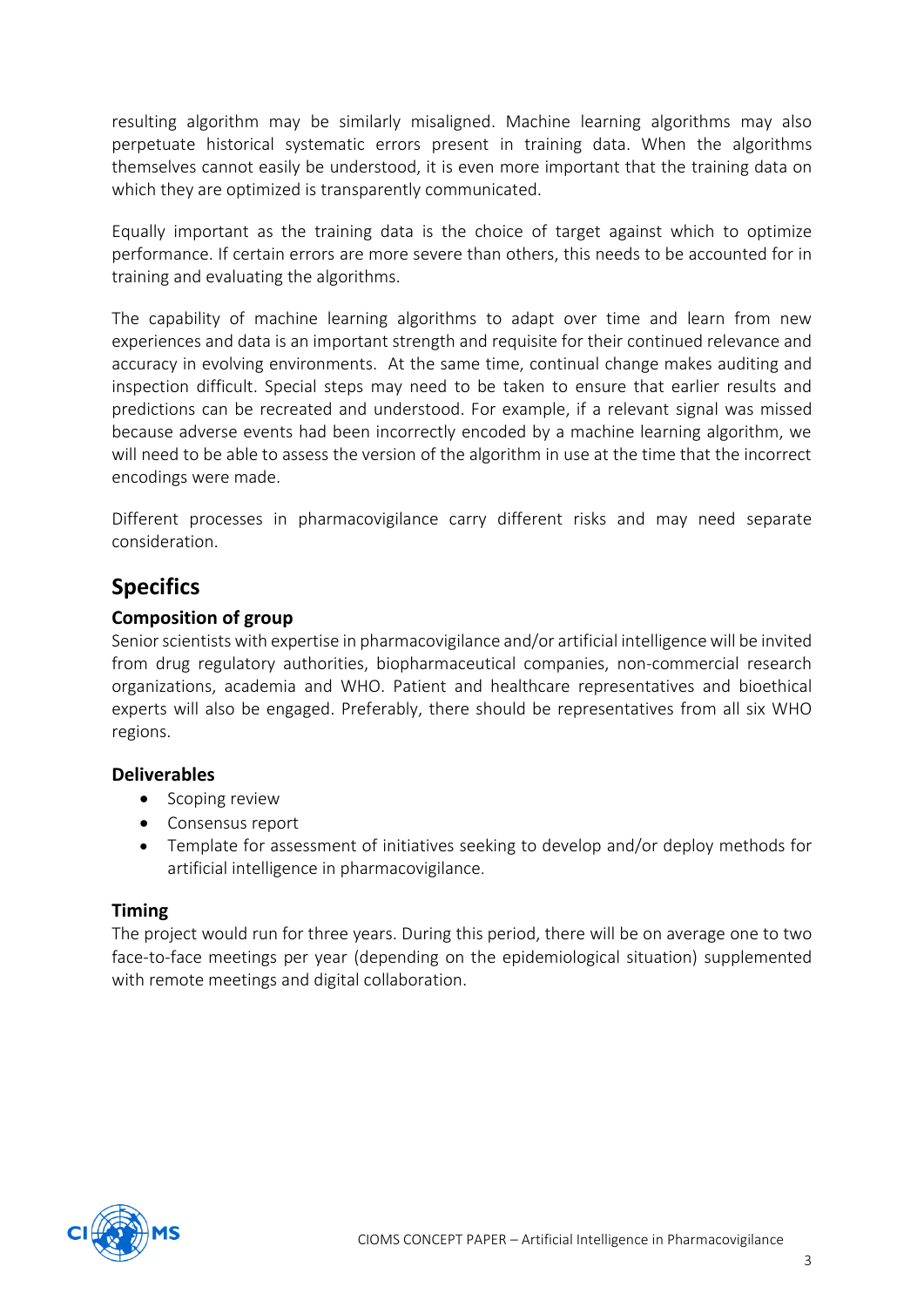resulting algorithm may be similarly misaligned. Machine learning algorithms may also perpetuate historical systematic errors present in training data. When the algorithms themselves cannot easily be understood, it is even more important that the training data on which they are optimized is transparently communicated.

Equally important as the training data is the choice of target against which to optimize performance. If certain errors are more severe than others, this needs to be accounted for in training and evaluating the algorithms.

The capability of machine learning algorithms to adapt over time and learn from new experiences and data is an important strength and requisite for their continued relevance and accuracy in evolving environments. At the same time, continual change makes auditing and inspection difficult. Special steps may need to be taken to ensure that earlier results and predictions can be recreated and understood. For example, if a relevant signal was missed because adverse events had been incorrectly encoded by a machine learning algorithm, we will need to be able to assess the version of the algorithm in use at the time that the incorrect encodings were made.

Different processes in pharmacovigilance carry different risks and may need separate consideration.

## Specifics

### Composition of group

Senior scientists with expertise in pharmacovigilance and/or artificial intelligence will be invited from drug regulatory authorities, biopharmaceutical companies, non-commercial research organizations, academia and WHO. Patient and healthcare representatives and bioethical experts will also be engaged. Preferably, there should be representatives from all six WHO regions.

### Deliverables

- Scoping review
- Consensus report
- Template for assessment of initiatives seeking to develop and/or deploy methods for artificial intelligence in pharmacovigilance.

### Timing

The project would run for three years. During this period, there will be on average one to two face-to-face meetings per year (depending on the epidemiological situation) supplemented with remote meetings and digital collaboration.